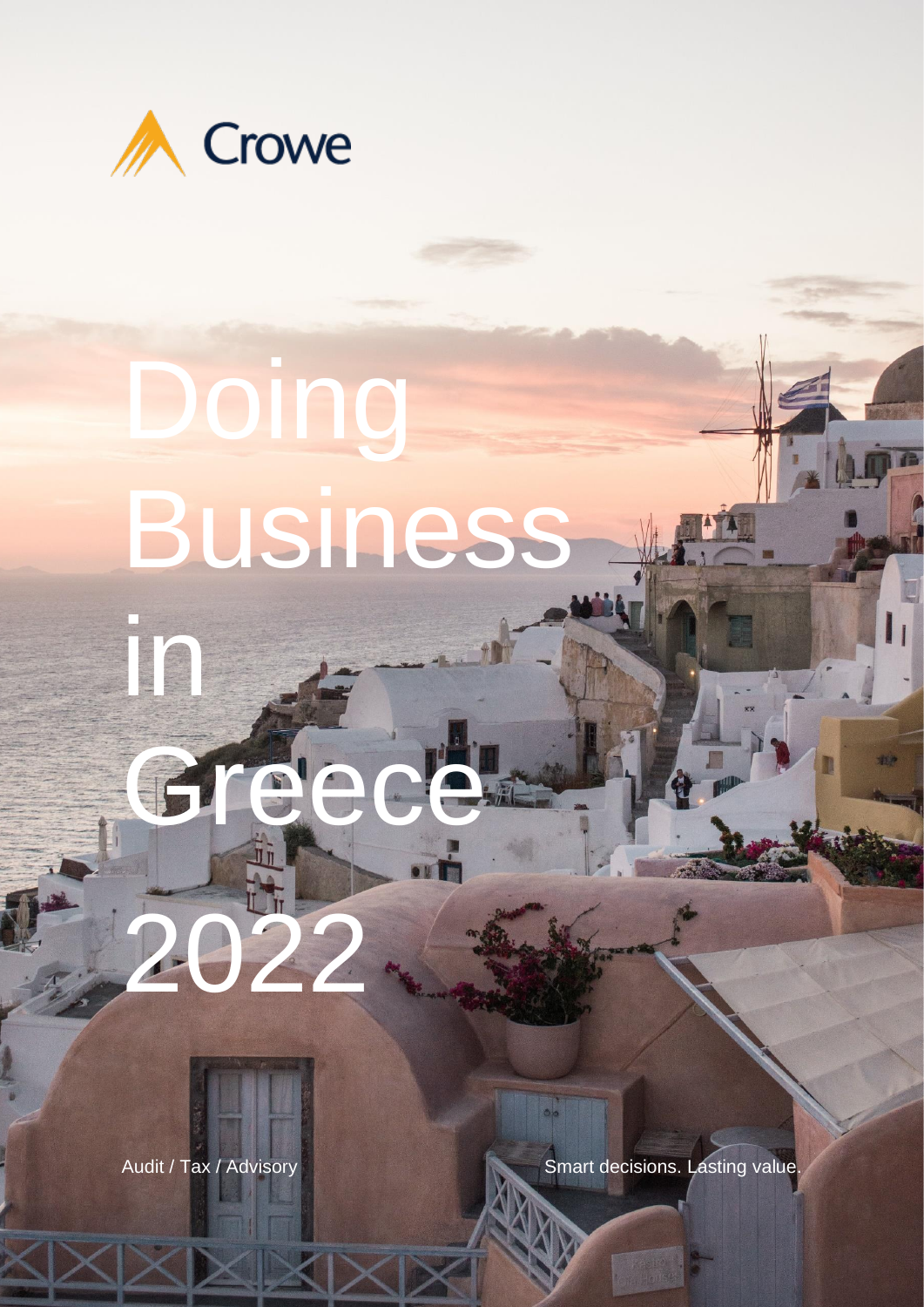Crowe

# Doing Business in Greece 2022

Audit / Tax / Advisory

Smart decisions. Lasting value.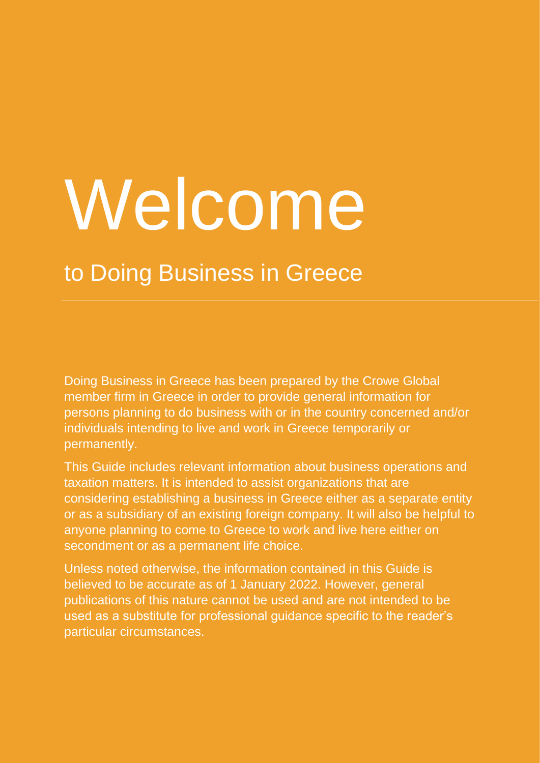# Welcome

## to Doing Business in Greece

Doing Business in Greece has been prepared by the Crowe Global member firm in Greece in order to provide general information for persons planning to do business with or in the country concerned and/or individuals intending to live and work in Greece temporarily or permanently.

This Guide includes relevant information about business operations and taxation matters. It is intended to assist organizations that are considering establishing a business in Greece either as a separate entity or as a subsidiary of an existing foreign company. It will also be helpful to anyone planning to come to Greece to work and live here either on secondment or as a permanent life choice.

Unless noted otherwise, the information contained in this Guide is believed to be accurate as of 1 January 2022. However, general publications of this nature cannot be used and are not intended to be used as a substitute for professional guidance specific to the reader's particular circumstances.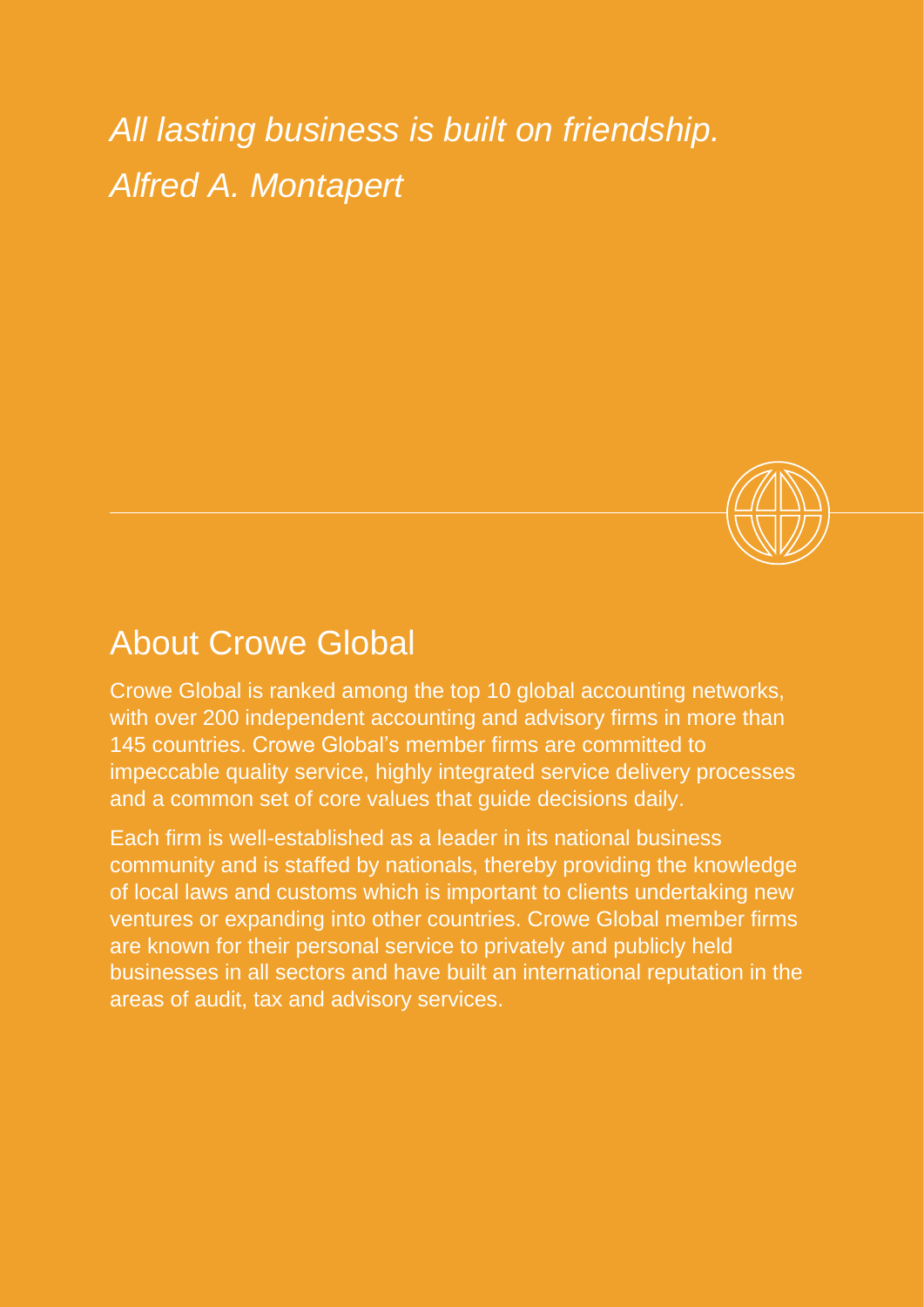*All lasting business is built on friendship.*
*Alfred A. Montapert*

## About Crowe Global

Crowe Global is ranked among the top 10 global accounting networks, with over 200 independent accounting and advisory firms in more than 145 countries. Crowe Global's member firms are committed to impeccable quality service, highly integrated service delivery processes and a common set of core values that guide decisions daily.

Each firm is well-established as a leader in its national business community and is staffed by nationals, thereby providing the knowledge of local laws and customs which is important to clients undertaking new ventures or expanding into other countries. Crowe Global member firms are known for their personal service to privately and publicly held businesses in all sectors and have built an international reputation in the areas of audit, tax and advisory services.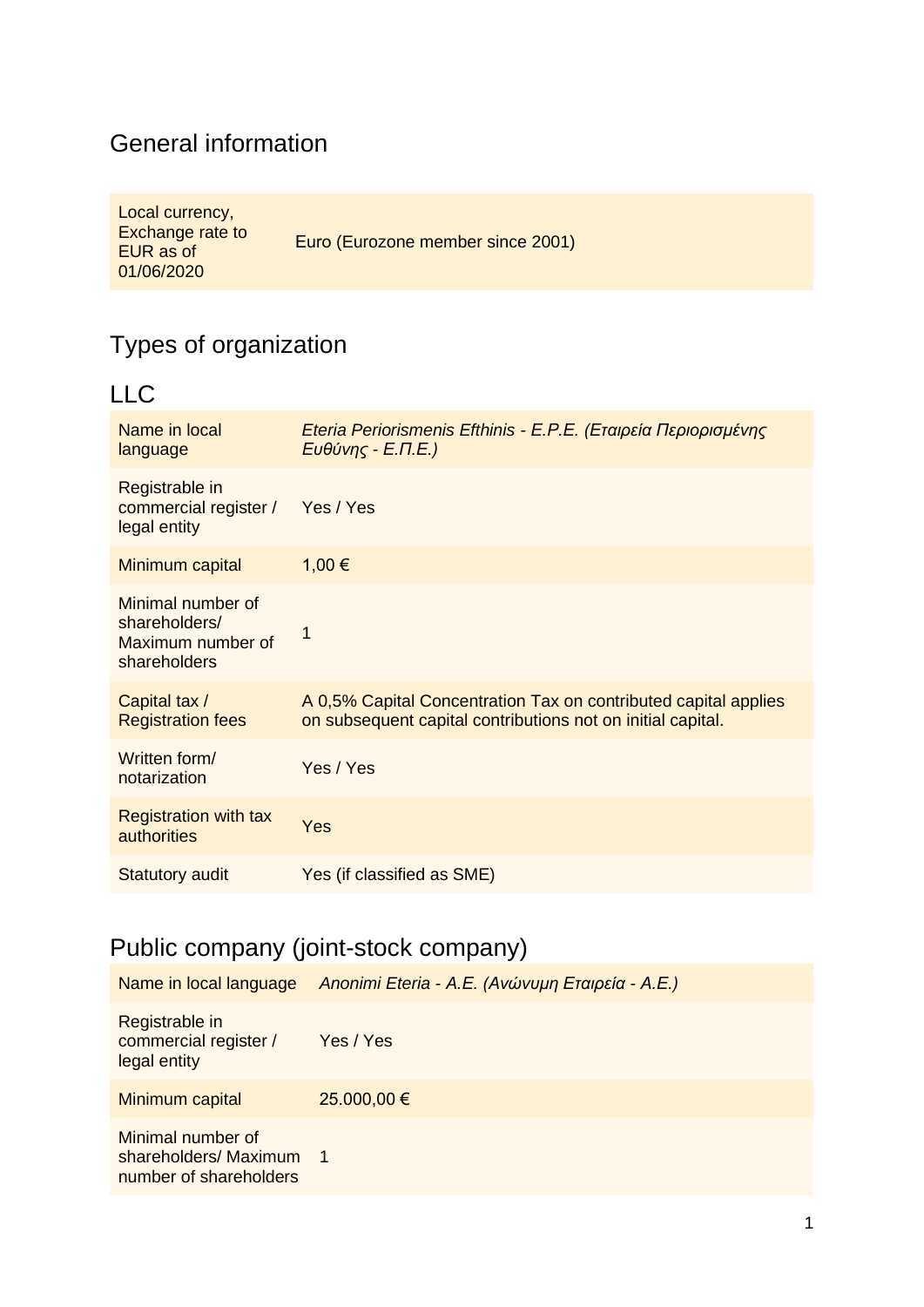## General information

| Local currency, Exchange rate to EUR as of 01/06/2020 | Euro (Eurozone member since 2001) |
|---|---|

## Types of organization

### LLC

| Name in local language | *Eteria Periorismenis Efthinis - E.P.E. (Εταιρεία Περιορισμένης Ευθύνης - Ε.Π.Ε.)* |
|---|---|
| Registrable in commercial register / legal entity | Yes / Yes |
| Minimum capital | 1,00 € |
| Minimal number of shareholders/ Maximum number of shareholders | 1 |
| Capital tax / Registration fees | A 0,5% Capital Concentration Tax on contributed capital applies on subsequent capital contributions not on initial capital. |
| Written form/ notarization | Yes / Yes |
| Registration with tax authorities | Yes |
| Statutory audit | Yes (if classified as SME) |

### Public company (joint-stock company)

| Name in local language | *Anonimi Eteria - A.E. (Ανώνυμη Εταιρεία - Α.Ε.)* |
|---|---|
| Registrable in commercial register / legal entity | Yes / Yes |
| Minimum capital | 25.000,00 € |
| Minimal number of shareholders/ Maximum number of shareholders | 1 |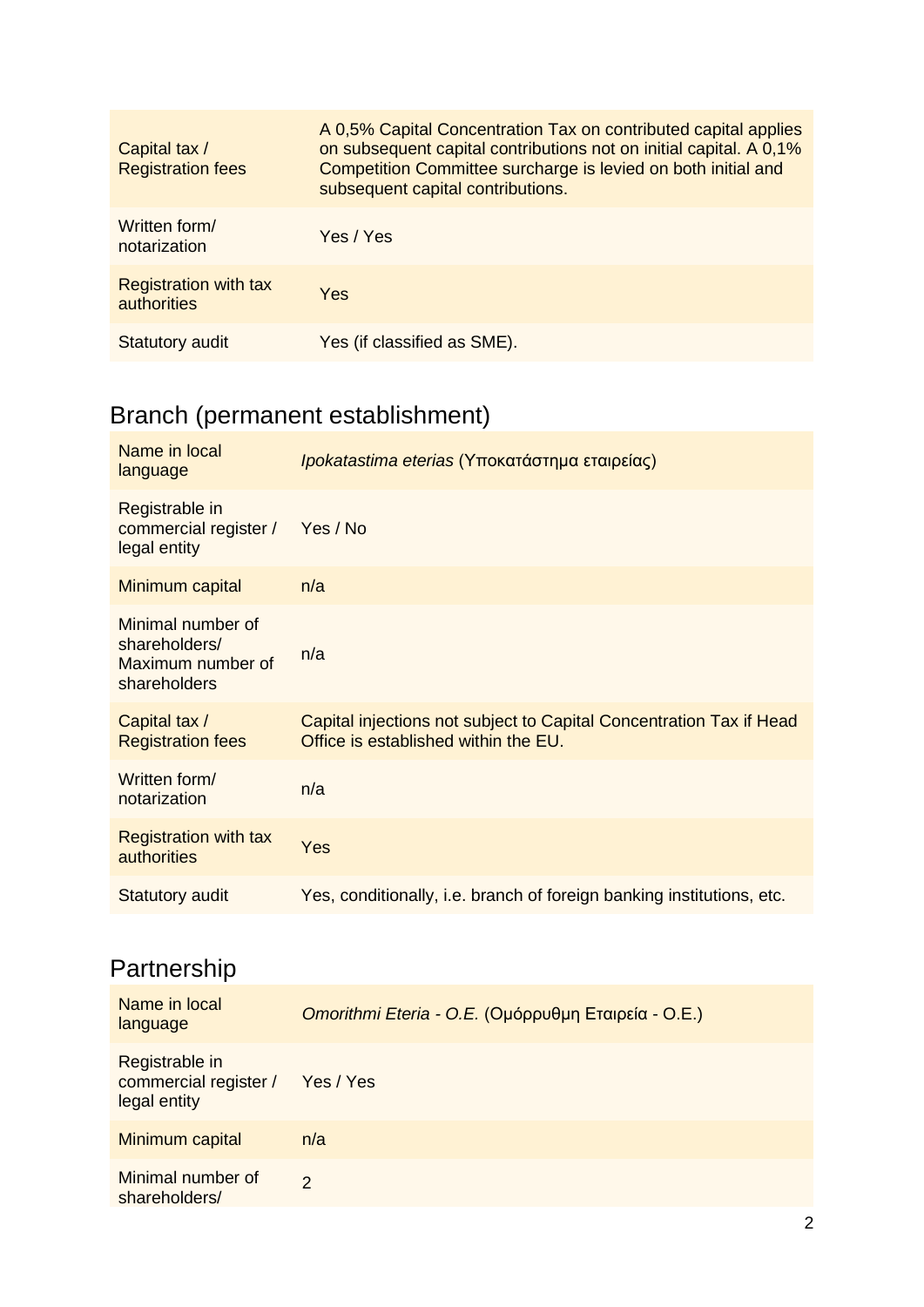| | |
|---|---|
| Capital tax / Registration fees | A 0,5% Capital Concentration Tax on contributed capital applies on subsequent capital contributions not on initial capital. A 0,1% Competition Committee surcharge is levied on both initial and subsequent capital contributions. |
| Written form/ notarization | Yes / Yes |
| Registration with tax authorities | Yes |
| Statutory audit | Yes (if classified as SME). |

## Branch (permanent establishment)

| | |
|---|---|
| Name in local language | *Ipokatastima eterias* (Υποκατάστημα εταιρείας) |
| Registrable in commercial register / legal entity | Yes / No |
| Minimum capital | n/a |
| Minimal number of shareholders/ Maximum number of shareholders | n/a |
| Capital tax / Registration fees | Capital injections not subject to Capital Concentration Tax if Head Office is established within the EU. |
| Written form/ notarization | n/a |
| Registration with tax authorities | Yes |
| Statutory audit | Yes, conditionally, i.e. branch of foreign banking institutions, etc. |

## Partnership

| | |
|---|---|
| Name in local language | *Omorithmi Eteria - O.E.* (Ομόρρυθμη Εταιρεία - Ο.Ε.) |
| Registrable in commercial register / legal entity | Yes / Yes |
| Minimum capital | n/a |
| Minimal number of shareholders/ | 2 |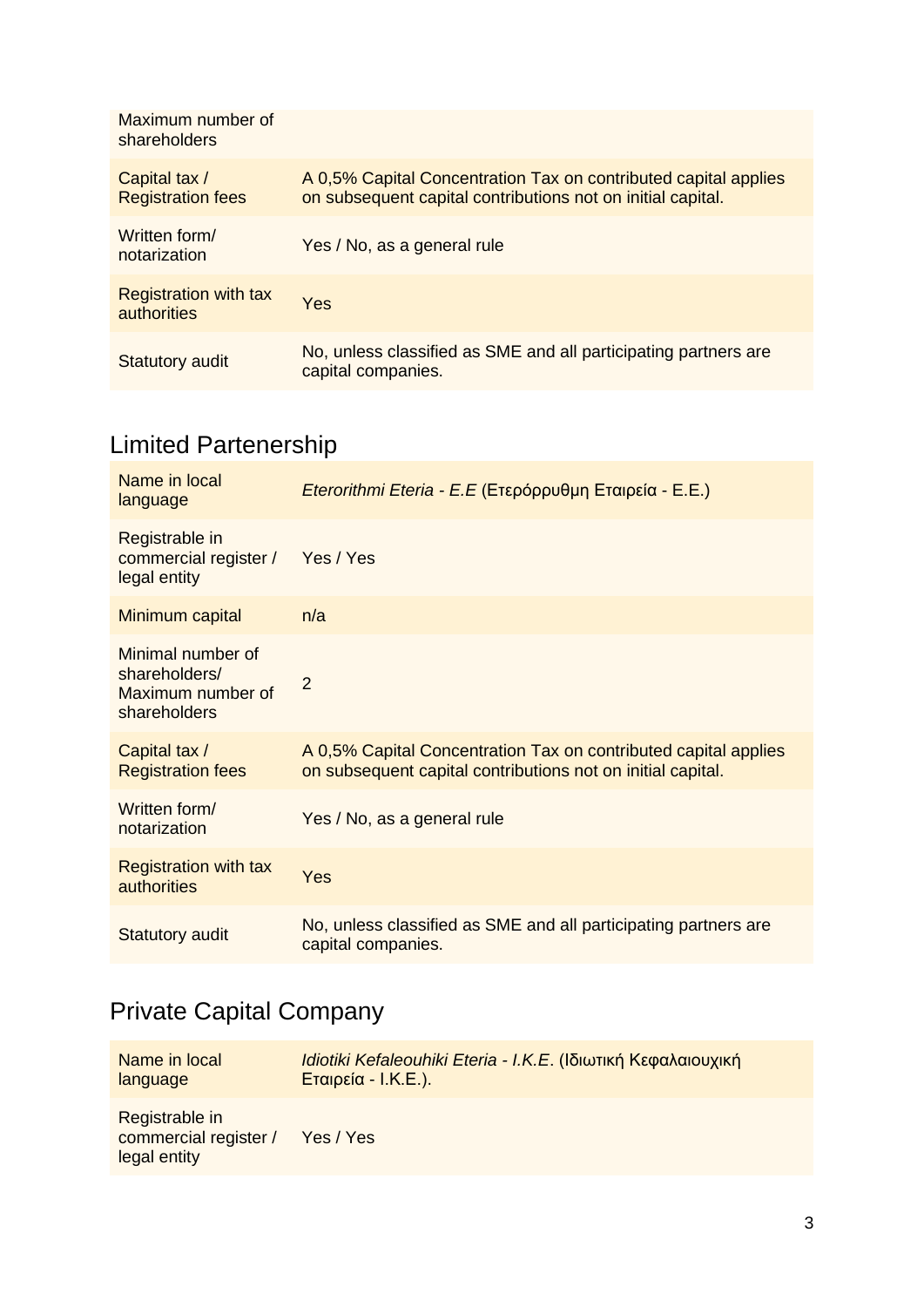| | |
|---|---|
| Maximum number of shareholders | |
| Capital tax / Registration fees | A 0,5% Capital Concentration Tax on contributed capital applies on subsequent capital contributions not on initial capital. |
| Written form/ notarization | Yes / No, as a general rule |
| Registration with tax authorities | Yes |
| Statutory audit | No, unless classified as SME and all participating partners are capital companies. |

## Limited Partenership

| | |
|---|---|
| Name in local language | *Eterorithmi Eteria - E.E* (Ετερόρρυθμη Εταιρεία - Ε.Ε.) |
| Registrable in commercial register / legal entity | Yes / Yes |
| Minimum capital | n/a |
| Minimal number of shareholders/ Maximum number of shareholders | 2 |
| Capital tax / Registration fees | A 0,5% Capital Concentration Tax on contributed capital applies on subsequent capital contributions not on initial capital. |
| Written form/ notarization | Yes / No, as a general rule |
| Registration with tax authorities | Yes |
| Statutory audit | No, unless classified as SME and all participating partners are capital companies. |

## Private Capital Company

| | |
|---|---|
| Name in local language | *Idiotiki Kefaleouhiki Eteria - I.K.E*. (Ιδιωτική Κεφαλαιουχική Εταιρεία - Ι.Κ.Ε.). |
| Registrable in commercial register / legal entity | Yes / Yes |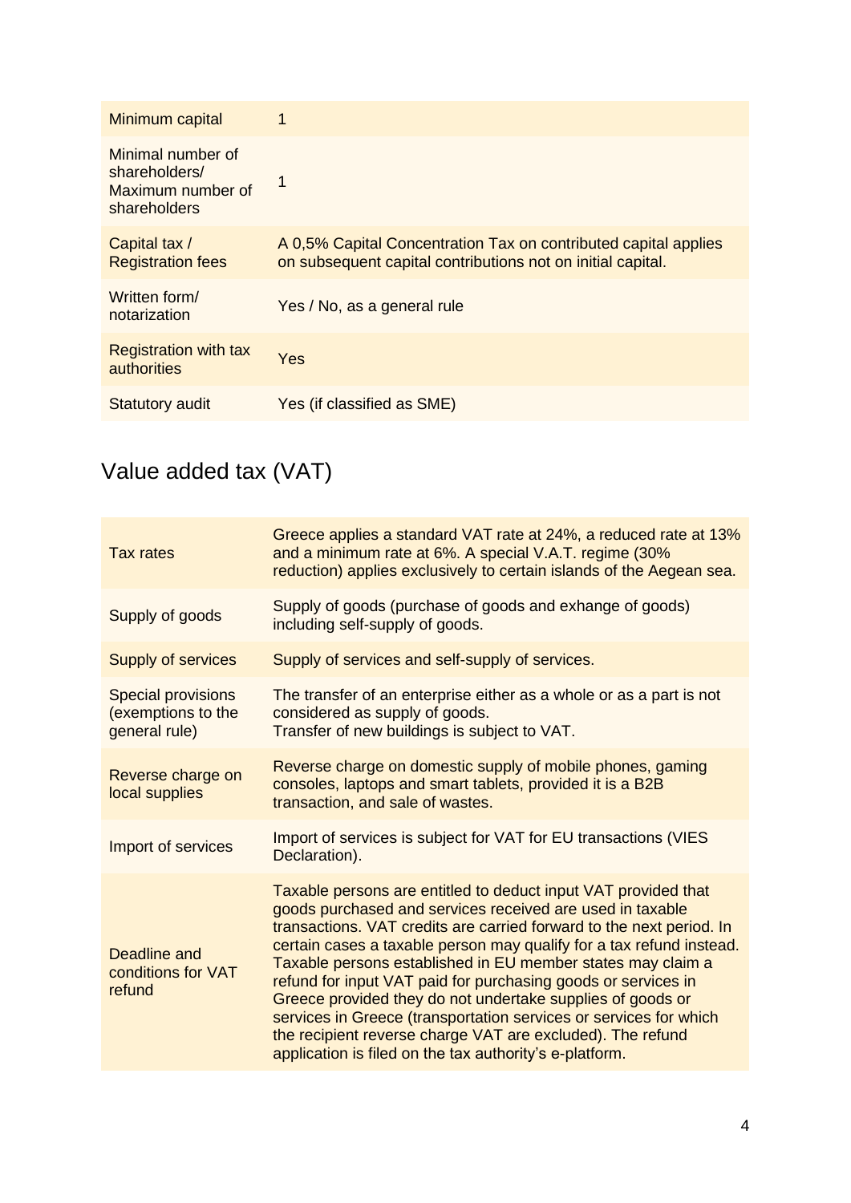| Minimum capital | 1 |
|---|---|
| Minimal number of shareholders/ Maximum number of shareholders | 1 |
| Capital tax / Registration fees | A 0,5% Capital Concentration Tax on contributed capital applies on subsequent capital contributions not on initial capital. |
| Written form/ notarization | Yes / No, as a general rule |
| Registration with tax authorities | Yes |
| Statutory audit | Yes (if classified as SME) |

## Value added tax (VAT)

| Tax rates | Greece applies a standard VAT rate at 24%, a reduced rate at 13% and a minimum rate at 6%. A special V.A.T. regime (30% reduction) applies exclusively to certain islands of the Aegean sea. |
|---|---|
| Supply of goods | Supply of goods (purchase of goods and exhange of goods) including self-supply of goods. |
| Supply of services | Supply of services and self-supply of services. |
| Special provisions (exemptions to the general rule) | The transfer of an enterprise either as a whole or as a part is not considered as supply of goods.<br>Transfer of new buildings is subject to VAT. |
| Reverse charge on local supplies | Reverse charge on domestic supply of mobile phones, gaming consoles, laptops and smart tablets, provided it is a B2B transaction, and sale of wastes. |
| Import of services | Import of services is subject for VAT for EU transactions (VIES Declaration). |
| Deadline and conditions for VAT refund | Taxable persons are entitled to deduct input VAT provided that goods purchased and services received are used in taxable transactions. VAT credits are carried forward to the next period. In certain cases a taxable person may qualify for a tax refund instead. Taxable persons established in EU member states may claim a refund for input VAT paid for purchasing goods or services in Greece provided they do not undertake supplies of goods or services in Greece (transportation services or services for which the recipient reverse charge VAT are excluded). The refund application is filed on the tax authority's e-platform. |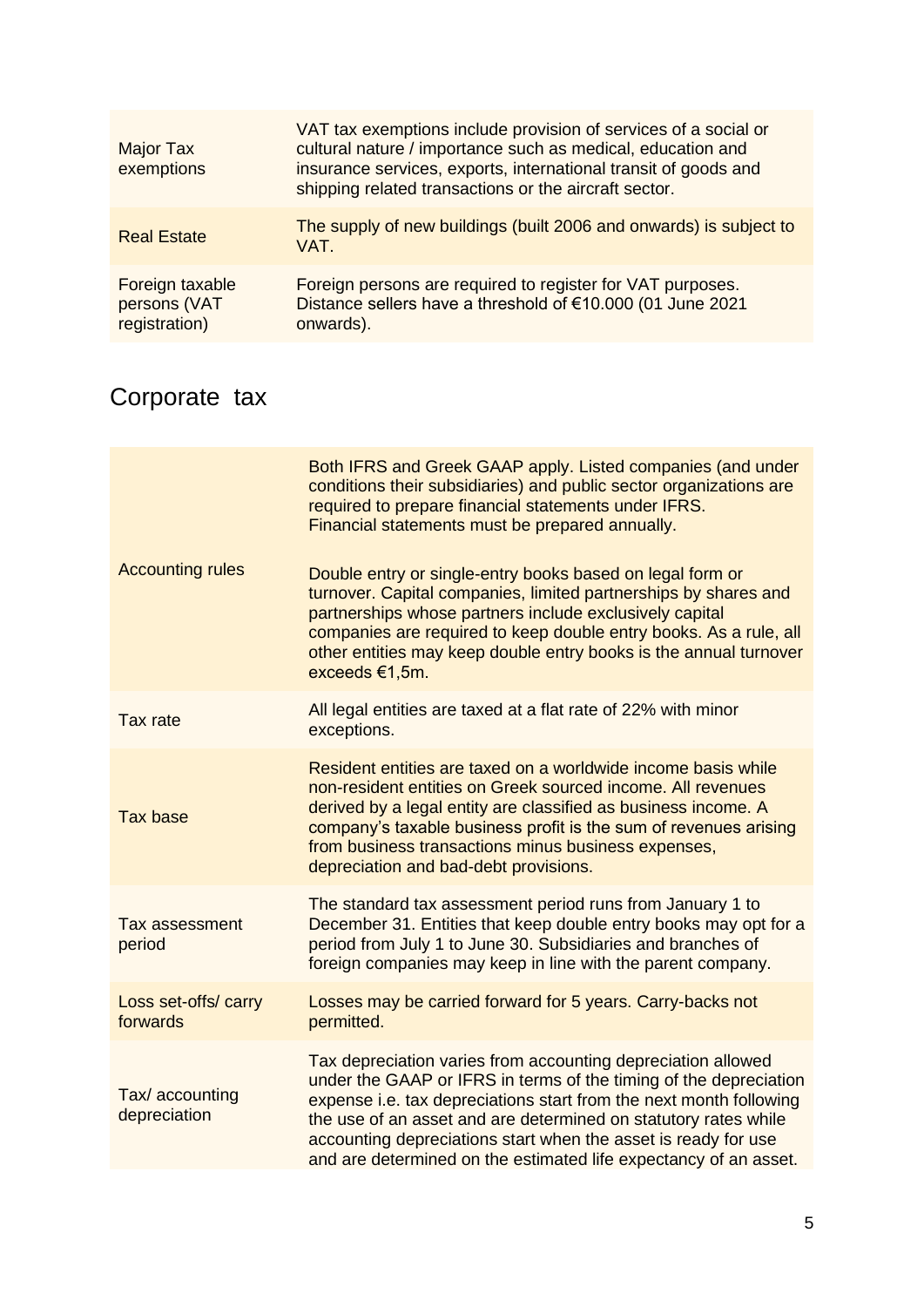| | |
|---|---|
| Major Tax exemptions | VAT tax exemptions include provision of services of a social or cultural nature / importance such as medical, education and insurance services, exports, international transit of goods and shipping related transactions or the aircraft sector. |
| Real Estate | The supply of new buildings (built 2006 and onwards) is subject to VAT. |
| Foreign taxable persons (VAT registration) | Foreign persons are required to register for VAT purposes. Distance sellers have a threshold of €10.000 (01 June 2021 onwards). |

## Corporate tax

| | |
|---|---|
| Accounting rules | Both IFRS and Greek GAAP apply. Listed companies (and under conditions their subsidiaries) and public sector organizations are required to prepare financial statements under IFRS. Financial statements must be prepared annually.<br><br>Double entry or single-entry books based on legal form or turnover. Capital companies, limited partnerships by shares and partnerships whose partners include exclusively capital companies are required to keep double entry books. As a rule, all other entities may keep double entry books is the annual turnover exceeds €1,5m. |
| Tax rate | All legal entities are taxed at a flat rate of 22% with minor exceptions. |
| Tax base | Resident entities are taxed on a worldwide income basis while non-resident entities on Greek sourced income. All revenues derived by a legal entity are classified as business income. A company's taxable business profit is the sum of revenues arising from business transactions minus business expenses, depreciation and bad-debt provisions. |
| Tax assessment period | The standard tax assessment period runs from January 1 to December 31. Entities that keep double entry books may opt for a period from July 1 to June 30. Subsidiaries and branches of foreign companies may keep in line with the parent company. |
| Loss set-offs/ carry forwards | Losses may be carried forward for 5 years. Carry-backs not permitted. |
| Tax/ accounting depreciation | Tax depreciation varies from accounting depreciation allowed under the GAAP or IFRS in terms of the timing of the depreciation expense i.e. tax depreciations start from the next month following the use of an asset and are determined on statutory rates while accounting depreciations start when the asset is ready for use and are determined on the estimated life expectancy of an asset. |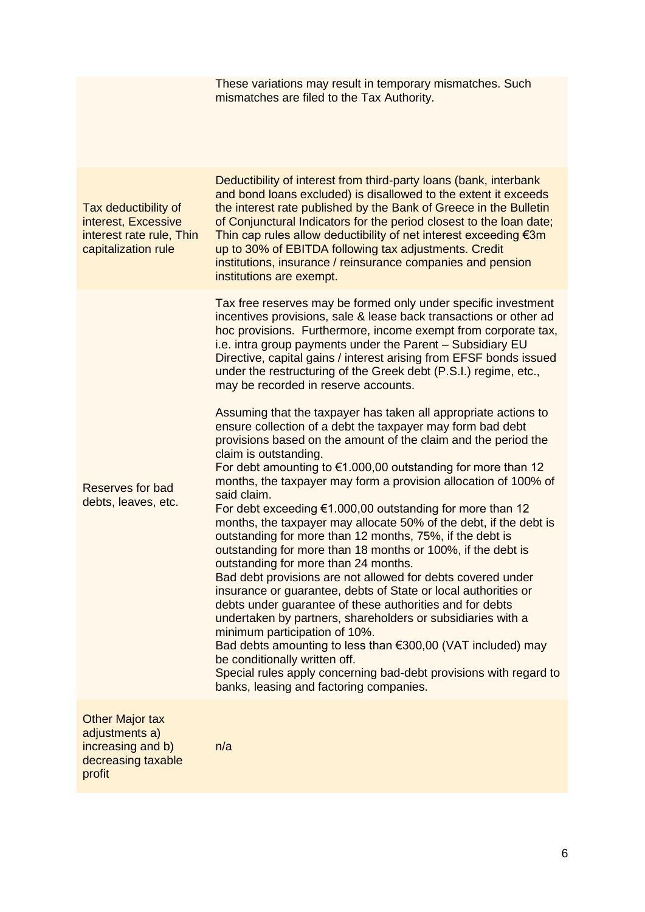|  |  |
|---|---|
|  | These variations may result in temporary mismatches. Such mismatches are filed to the Tax Authority. |
| Tax deductibility of interest, Excessive interest rate rule, Thin capitalization rule | Deductibility of interest from third-party loans (bank, interbank and bond loans excluded) is disallowed to the extent it exceeds the interest rate published by the Bank of Greece in the Bulletin of Conjunctural Indicators for the period closest to the loan date; Thin cap rules allow deductibility of net interest exceeding €3m up to 30% of EBITDA following tax adjustments. Credit institutions, insurance / reinsurance companies and pension institutions are exempt. |
| Reserves for bad debts, leaves, etc. | Tax free reserves may be formed only under specific investment incentives provisions, sale & lease back transactions or other ad hoc provisions. Furthermore, income exempt from corporate tax, i.e. intra group payments under the Parent – Subsidiary EU Directive, capital gains / interest arising from EFSF bonds issued under the restructuring of the Greek debt (P.S.I.) regime, etc., may be recorded in reserve accounts.<br><br>Assuming that the taxpayer has taken all appropriate actions to ensure collection of a debt the taxpayer may form bad debt provisions based on the amount of the claim and the period the claim is outstanding.<br>For debt amounting to €1.000,00 outstanding for more than 12 months, the taxpayer may form a provision allocation of 100% of said claim.<br>For debt exceeding €1.000,00 outstanding for more than 12 months, the taxpayer may allocate 50% of the debt, if the debt is outstanding for more than 12 months, 75%, if the debt is outstanding for more than 18 months or 100%, if the debt is outstanding for more than 24 months.<br>Bad debt provisions are not allowed for debts covered under insurance or guarantee, debts of State or local authorities or debts under guarantee of these authorities and for debts undertaken by partners, shareholders or subsidiaries with a minimum participation of 10%.<br>Bad debts amounting to less than €300,00 (VAT included) may be conditionally written off.<br>Special rules apply concerning bad-debt provisions with regard to banks, leasing and factoring companies. |
| Other Major tax adjustments a) increasing and b) decreasing taxable profit | n/a |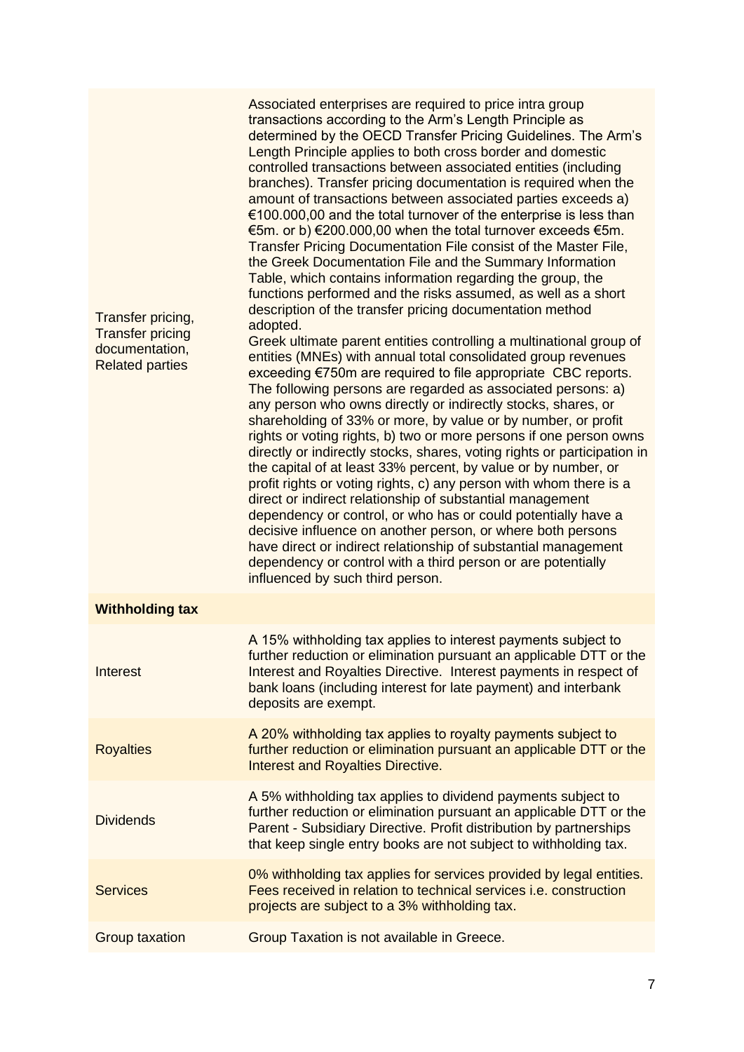| | |
|---|---|
| Transfer pricing, Transfer pricing documentation, Related parties | Associated enterprises are required to price intra group transactions according to the Arm's Length Principle as determined by the OECD Transfer Pricing Guidelines. The Arm's Length Principle applies to both cross border and domestic controlled transactions between associated entities (including branches). Transfer pricing documentation is required when the amount of transactions between associated parties exceeds a) €100.000,00 and the total turnover of the enterprise is less than €5m. or b) €200.000,00 when the total turnover exceeds €5m. Transfer Pricing Documentation File consist of the Master File, the Greek Documentation File and the Summary Information Table, which contains information regarding the group, the functions performed and the risks assumed, as well as a short description of the transfer pricing documentation method adopted.<br>Greek ultimate parent entities controlling a multinational group of entities (MNEs) with annual total consolidated group revenues exceeding €750m are required to file appropriate CBC reports.<br>The following persons are regarded as associated persons: a) any person who owns directly or indirectly stocks, shares, or shareholding of 33% or more, by value or by number, or profit rights or voting rights, b) two or more persons if one person owns directly or indirectly stocks, shares, voting rights or participation in the capital of at least 33% percent, by value or by number, or profit rights or voting rights, c) any person with whom there is a direct or indirect relationship of substantial management dependency or control, or who has or could potentially have a decisive influence on another person, or where both persons have direct or indirect relationship of substantial management dependency or control with a third person or are potentially influenced by such third person. |
| **Withholding tax** | |
| Interest | A 15% withholding tax applies to interest payments subject to further reduction or elimination pursuant an applicable DTT or the Interest and Royalties Directive. Interest payments in respect of bank loans (including interest for late payment) and interbank deposits are exempt. |
| Royalties | A 20% withholding tax applies to royalty payments subject to further reduction or elimination pursuant an applicable DTT or the Interest and Royalties Directive. |
| Dividends | A 5% withholding tax applies to dividend payments subject to further reduction or elimination pursuant an applicable DTT or the Parent - Subsidiary Directive. Profit distribution by partnerships that keep single entry books are not subject to withholding tax. |
| Services | 0% withholding tax applies for services provided by legal entities. Fees received in relation to technical services i.e. construction projects are subject to a 3% withholding tax. |
| Group taxation | Group Taxation is not available in Greece. |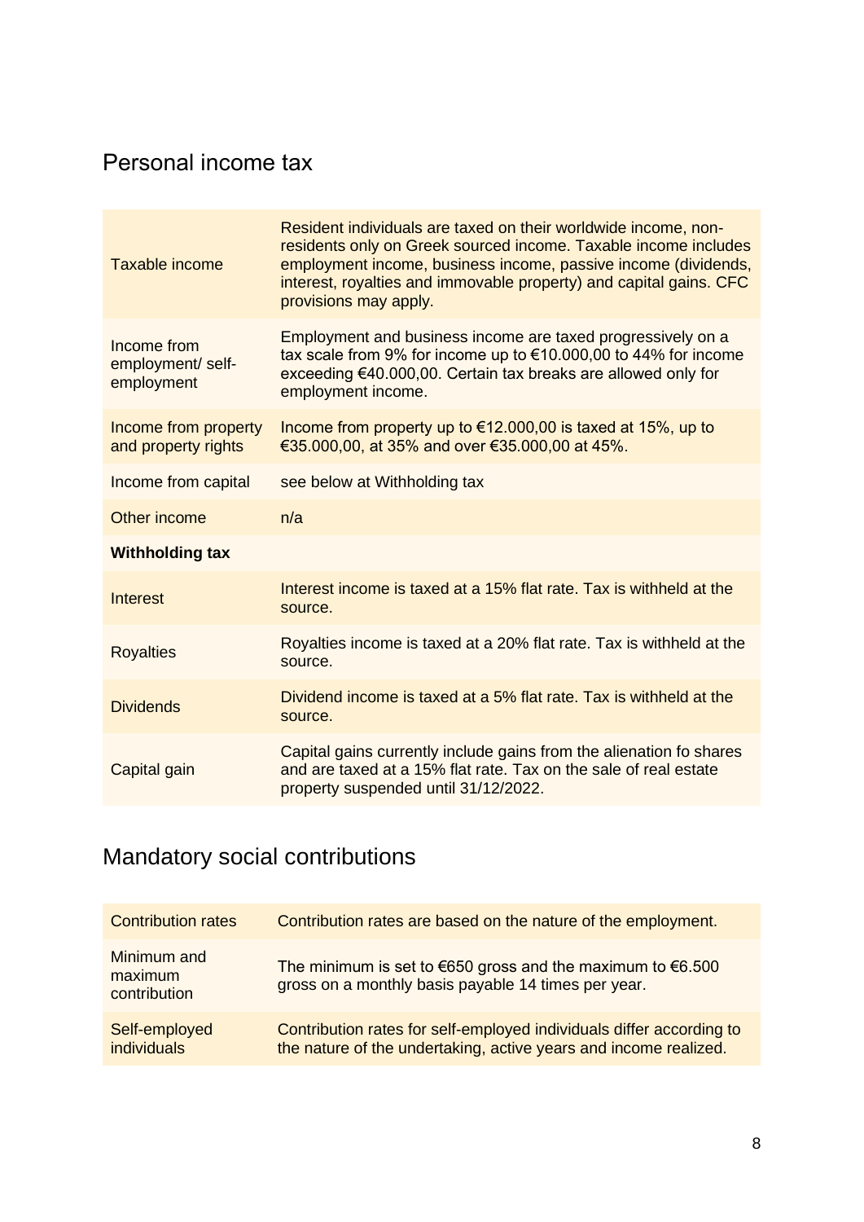## Personal income tax

| | |
|---|---|
| Taxable income | Resident individuals are taxed on their worldwide income, non-residents only on Greek sourced income. Taxable income includes employment income, business income, passive income (dividends, interest, royalties and immovable property) and capital gains. CFC provisions may apply. |
| Income from employment/ self-employment | Employment and business income are taxed progressively on a tax scale from 9% for income up to €10.000,00 to 44% for income exceeding €40.000,00. Certain tax breaks are allowed only for employment income. |
| Income from property and property rights | Income from property up to €12.000,00 is taxed at 15%, up to €35.000,00, at 35% and over €35.000,00 at 45%. |
| Income from capital | see below at Withholding tax |
| Other income | n/a |
| **Withholding tax** | |
| Interest | Interest income is taxed at a 15% flat rate. Tax is withheld at the source. |
| Royalties | Royalties income is taxed at a 20% flat rate. Tax is withheld at the source. |
| Dividends | Dividend income is taxed at a 5% flat rate. Tax is withheld at the source. |
| Capital gain | Capital gains currently include gains from the alienation fo shares and are taxed at a 15% flat rate. Tax on the sale of real estate property suspended until 31/12/2022. |

## Mandatory social contributions

| | |
|---|---|
| Contribution rates | Contribution rates are based on the nature of the employment. |
| Minimum and maximum contribution | The minimum is set to €650 gross and the maximum to €6.500 gross on a monthly basis payable 14 times per year. |
| Self-employed individuals | Contribution rates for self-employed individuals differ according to the nature of the undertaking, active years and income realized. |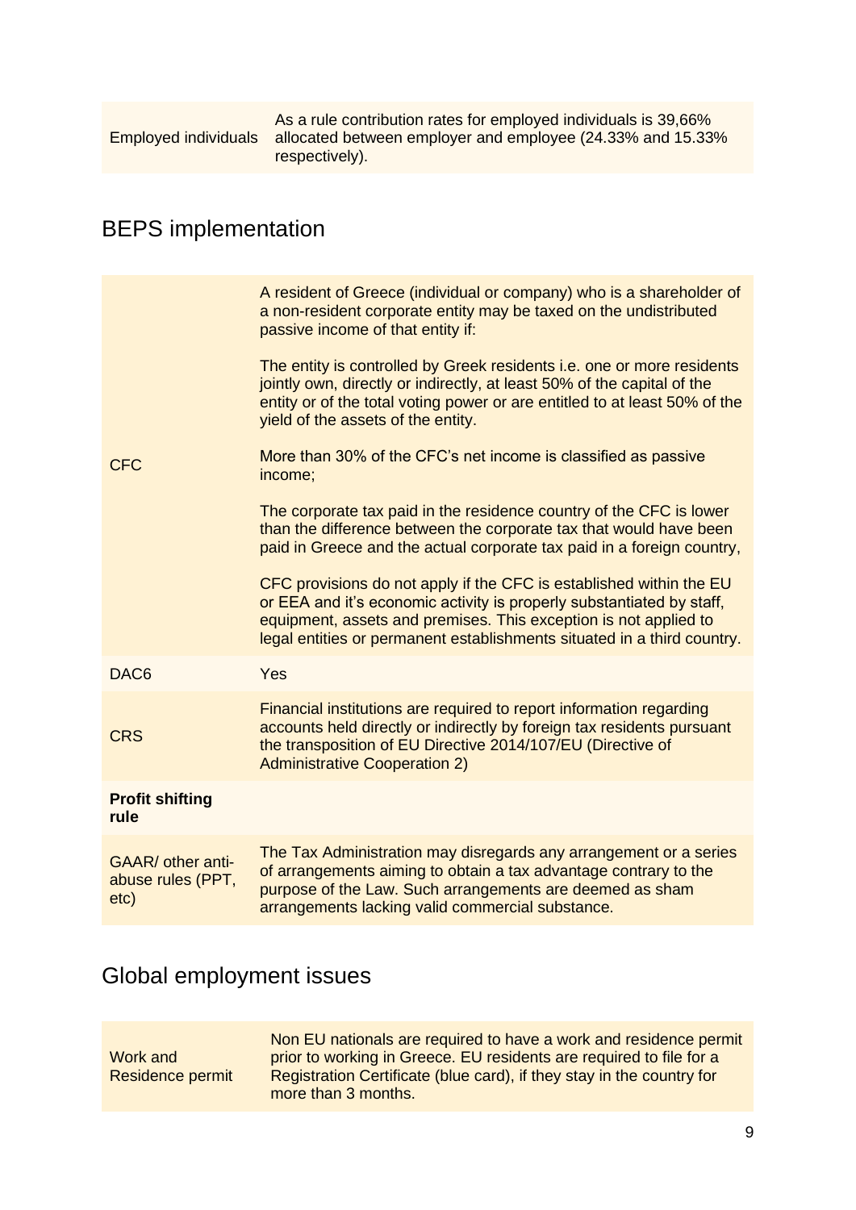| | |
|---|---|
| Employed individuals | As a rule contribution rates for employed individuals is 39,66% allocated between employer and employee (24.33% and 15.33% respectively). |

## BEPS implementation

| | |
|---|---|
| CFC | A resident of Greece (individual or company) who is a shareholder of a non-resident corporate entity may be taxed on the undistributed passive income of that entity if:<br><br>The entity is controlled by Greek residents i.e. one or more residents jointly own, directly or indirectly, at least 50% of the capital of the entity or of the total voting power or are entitled to at least 50% of the yield of the assets of the entity.<br><br>More than 30% of the CFC's net income is classified as passive income;<br><br>The corporate tax paid in the residence country of the CFC is lower than the difference between the corporate tax that would have been paid in Greece and the actual corporate tax paid in a foreign country,<br><br>CFC provisions do not apply if the CFC is established within the EU or EEA and it's economic activity is properly substantiated by staff, equipment, assets and premises. This exception is not applied to legal entities or permanent establishments situated in a third country. |
| DAC6 | Yes |
| CRS | Financial institutions are required to report information regarding accounts held directly or indirectly by foreign tax residents pursuant the transposition of EU Directive 2014/107/EU (Directive of Administrative Cooperation 2) |
| **Profit shifting rule** | |
| GAAR/ other anti-abuse rules (PPT, etc) | The Tax Administration may disregards any arrangement or a series of arrangements aiming to obtain a tax advantage contrary to the purpose of the Law. Such arrangements are deemed as sham arrangements lacking valid commercial substance. |

## Global employment issues

| | |
|---|---|
| Work and Residence permit | Non EU nationals are required to have a work and residence permit prior to working in Greece. EU residents are required to file for a Registration Certificate (blue card), if they stay in the country for more than 3 months. |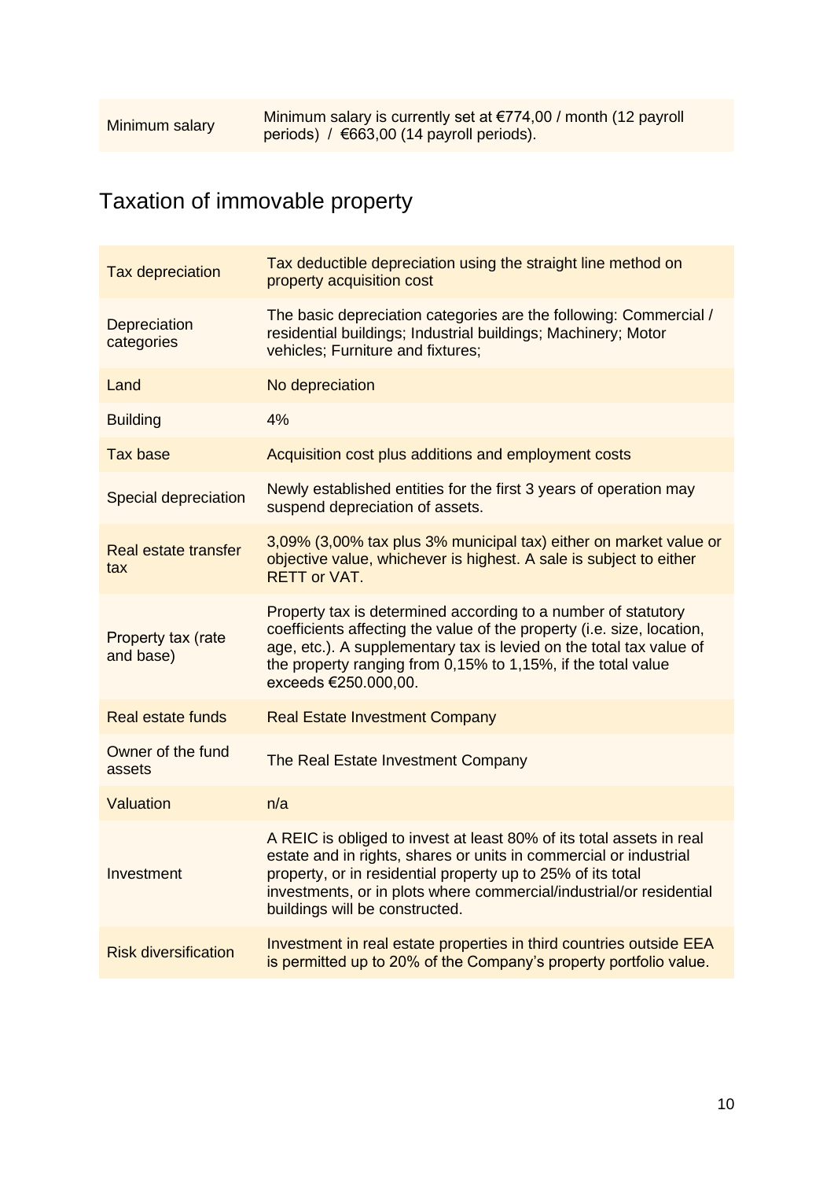| Minimum salary | Minimum salary is currently set at €774,00 / month (12 payroll periods) / €663,00 (14 payroll periods). |
|---|---|

## Taxation of immovable property

| Tax depreciation | Tax deductible depreciation using the straight line method on property acquisition cost |
|---|---|
| Depreciation categories | The basic depreciation categories are the following: Commercial / residential buildings; Industrial buildings; Machinery; Motor vehicles; Furniture and fixtures; |
| Land | No depreciation |
| Building | 4% |
| Tax base | Acquisition cost plus additions and employment costs |
| Special depreciation | Newly established entities for the first 3 years of operation may suspend depreciation of assets. |
| Real estate transfer tax | 3,09% (3,00% tax plus 3% municipal tax) either on market value or objective value, whichever is highest. A sale is subject to either RETT or VAT. |
| Property tax (rate and base) | Property tax is determined according to a number of statutory coefficients affecting the value of the property (i.e. size, location, age, etc.). A supplementary tax is levied on the total tax value of the property ranging from 0,15% to 1,15%, if the total value exceeds €250.000,00. |
| Real estate funds | Real Estate Investment Company |
| Owner of the fund assets | The Real Estate Investment Company |
| Valuation | n/a |
| Investment | A REIC is obliged to invest at least 80% of its total assets in real estate and in rights, shares or units in commercial or industrial property, or in residential property up to 25% of its total investments, or in plots where commercial/industrial/or residential buildings will be constructed. |
| Risk diversification | Investment in real estate properties in third countries outside EEA is permitted up to 20% of the Company's property portfolio value. |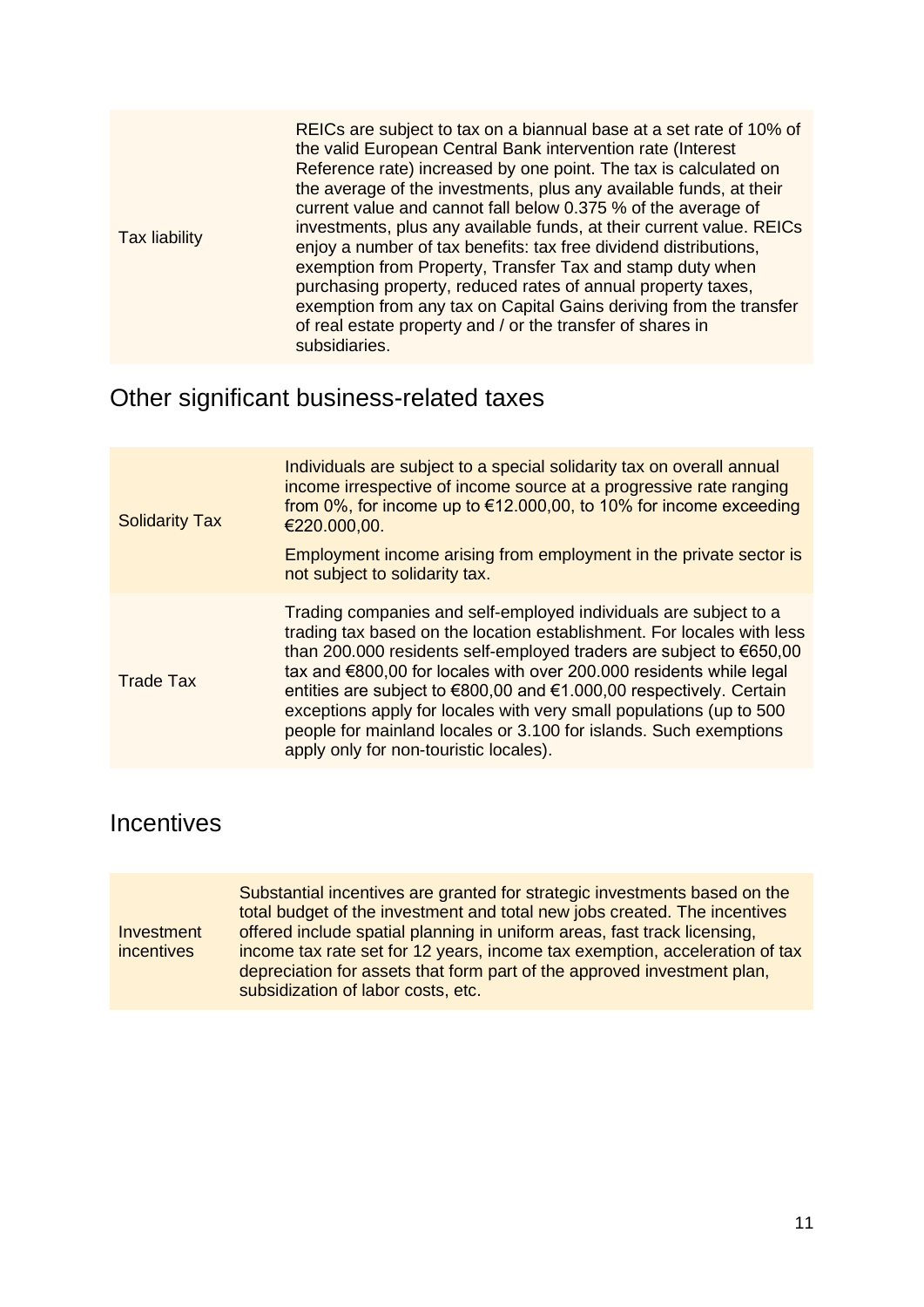| | |
|---|---|
| Tax liability | REICs are subject to tax on a biannual base at a set rate of 10% of the valid European Central Bank intervention rate (Interest Reference rate) increased by one point. The tax is calculated on the average of the investments, plus any available funds, at their current value and cannot fall below 0.375 % of the average of investments, plus any available funds, at their current value. REICs enjoy a number of tax benefits: tax free dividend distributions, exemption from Property, Transfer Tax and stamp duty when purchasing property, reduced rates of annual property taxes, exemption from any tax on Capital Gains deriving from the transfer of real estate property and / or the transfer of shares in subsidiaries. |

## Other significant business-related taxes

| | |
|---|---|
| Solidarity Tax | Individuals are subject to a special solidarity tax on overall annual income irrespective of income source at a progressive rate ranging from 0%, for income up to €12.000,00, to 10% for income exceeding €220.000,00.<br><br>Employment income arising from employment in the private sector is not subject to solidarity tax. |
| Trade Tax | Trading companies and self-employed individuals are subject to a trading tax based on the location establishment. For locales with less than 200.000 residents self-employed traders are subject to €650,00 tax and €800,00 for locales with over 200.000 residents while legal entities are subject to €800,00 and €1.000,00 respectively. Certain exceptions apply for locales with very small populations (up to 500 people for mainland locales or 3.100 for islands. Such exemptions apply only for non-touristic locales). |

## Incentives

| | |
|---|---|
| Investment incentives | Substantial incentives are granted for strategic investments based on the total budget of the investment and total new jobs created. The incentives offered include spatial planning in uniform areas, fast track licensing, income tax rate set for 12 years, income tax exemption, acceleration of tax depreciation for assets that form part of the approved investment plan, subsidization of labor costs, etc. |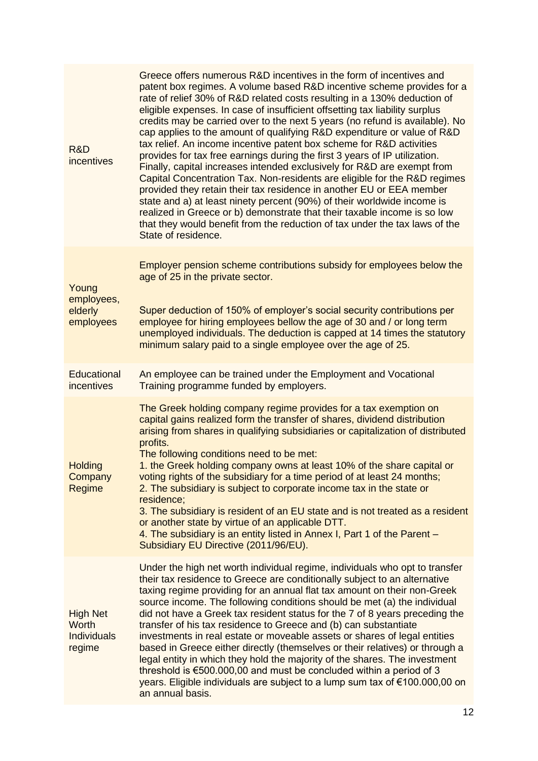| | |
|---|---|
| R&D incentives | Greece offers numerous R&D incentives in the form of incentives and patent box regimes. A volume based R&D incentive scheme provides for a rate of relief 30% of R&D related costs resulting in a 130% deduction of eligible expenses. In case of insufficient offsetting tax liability surplus credits may be carried over to the next 5 years (no refund is available). No cap applies to the amount of qualifying R&D expenditure or value of R&D tax relief. An income incentive patent box scheme for R&D activities provides for tax free earnings during the first 3 years of IP utilization. Finally, capital increases intended exclusively for R&D are exempt from Capital Concentration Tax. Non-residents are eligible for the R&D regimes provided they retain their tax residence in another EU or EEA member state and a) at least ninety percent (90%) of their worldwide income is realized in Greece or b) demonstrate that their taxable income is so low that they would benefit from the reduction of tax under the tax laws of the State of residence. |
| Young employees, elderly employees | Employer pension scheme contributions subsidy for employees below the age of 25 in the private sector.<br><br>Super deduction of 150% of employer's social security contributions per employee for hiring employees bellow the age of 30 and / or long term unemployed individuals. The deduction is capped at 14 times the statutory minimum salary paid to a single employee over the age of 25. |
| Educational incentives | An employee can be trained under the Employment and Vocational Training programme funded by employers. |
| Holding Company Regime | The Greek holding company regime provides for a tax exemption on capital gains realized form the transfer of shares, dividend distribution arising from shares in qualifying subsidiaries or capitalization of distributed profits.<br>The following conditions need to be met:<br>1. the Greek holding company owns at least 10% of the share capital or voting rights of the subsidiary for a time period of at least 24 months;<br>2. The subsidiary is subject to corporate income tax in the state or residence;<br>3. The subsidiary is resident of an EU state and is not treated as a resident or another state by virtue of an applicable DTT.<br>4. The subsidiary is an entity listed in Annex I, Part 1 of the Parent – Subsidiary EU Directive (2011/96/EU). |
| High Net Worth Individuals regime | Under the high net worth individual regime, individuals who opt to transfer their tax residence to Greece are conditionally subject to an alternative taxing regime providing for an annual flat tax amount on their non-Greek source income. The following conditions should be met (a) the individual did not have a Greek tax resident status for the 7 of 8 years preceding the transfer of his tax residence to Greece and (b) can substantiate investments in real estate or moveable assets or shares of legal entities based in Greece either directly (themselves or their relatives) or through a legal entity in which they hold the majority of the shares. The investment threshold is €500.000,00 and must be concluded within a period of 3 years. Eligible individuals are subject to a lump sum tax of €100.000,00 on an annual basis. |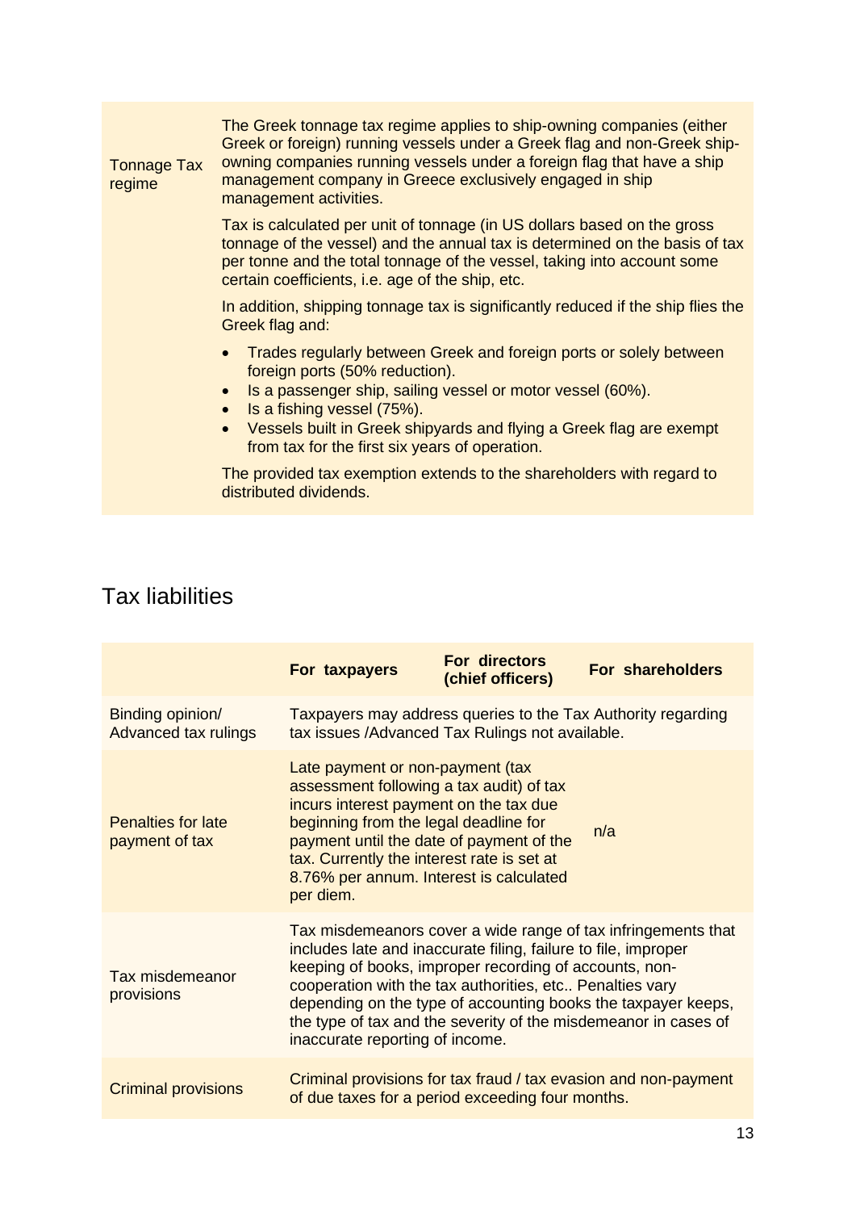| | |
|---|---|
| Tonnage Tax regime | The Greek tonnage tax regime applies to ship-owning companies (either Greek or foreign) running vessels under a Greek flag and non-Greek ship-owning companies running vessels under a foreign flag that have a ship management company in Greece exclusively engaged in ship management activities.<br><br>Tax is calculated per unit of tonnage (in US dollars based on the gross tonnage of the vessel) and the annual tax is determined on the basis of tax per tonne and the total tonnage of the vessel, taking into account some certain coefficients, i.e. age of the ship, etc.<br><br>In addition, shipping tonnage tax is significantly reduced if the ship flies the Greek flag and:<br><br>• Trades regularly between Greek and foreign ports or solely between foreign ports (50% reduction).<br>• Is a passenger ship, sailing vessel or motor vessel (60%).<br>• Is a fishing vessel (75%).<br>• Vessels built in Greek shipyards and flying a Greek flag are exempt from tax for the first six years of operation.<br><br>The provided tax exemption extends to the shareholders with regard to distributed dividends. |

## Tax liabilities

| | For taxpayers | For directors (chief officers) | For shareholders |
|---|---|---|---|
| Binding opinion/ Advanced tax rulings | Taxpayers may address queries to the Tax Authority regarding tax issues /Advanced Tax Rulings not available. | | |
| Penalties for late payment of tax | Late payment or non-payment (tax assessment following a tax audit) of tax incurs interest payment on the tax due beginning from the legal deadline for payment until the date of payment of the tax. Currently the interest rate is set at 8.76% per annum. Interest is calculated per diem. | | n/a |
| Tax misdemeanor provisions | Tax misdemeanors cover a wide range of tax infringements that includes late and inaccurate filing, failure to file, improper keeping of books, improper recording of accounts, non-cooperation with the tax authorities, etc.. Penalties vary depending on the type of accounting books the taxpayer keeps, the type of tax and the severity of the misdemeanor in cases of inaccurate reporting of income. | | |
| Criminal provisions | Criminal provisions for tax fraud / tax evasion and non-payment of due taxes for a period exceeding four months. | | |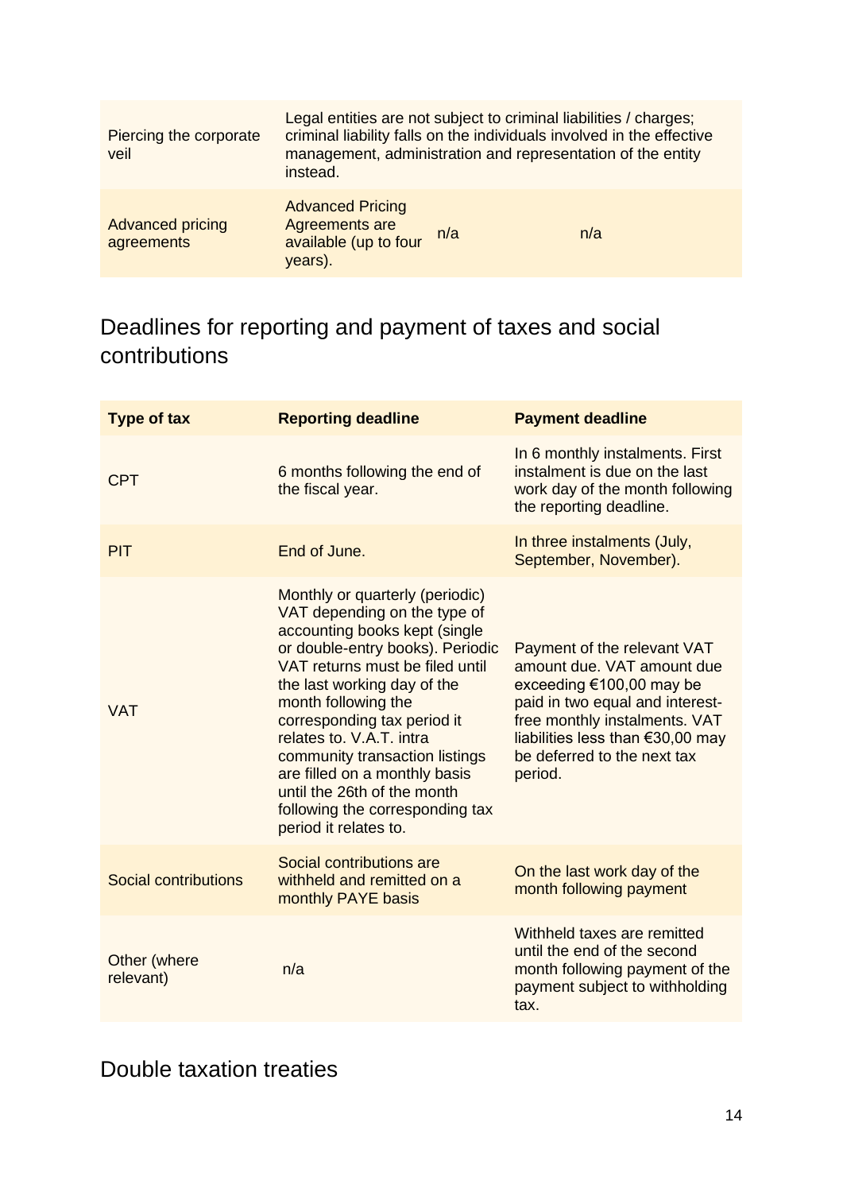| | | | |
|---|---|---|---|
| Piercing the corporate veil | Legal entities are not subject to criminal liabilities / charges; criminal liability falls on the individuals involved in the effective management, administration and representation of the entity instead. | | |
| Advanced pricing agreements | Advanced Pricing Agreements are available (up to four years). | n/a | n/a |

## Deadlines for reporting and payment of taxes and social contributions

| **Type of tax** | **Reporting deadline** | **Payment deadline** |
|---|---|---|
| CPT | 6 months following the end of the fiscal year. | In 6 monthly instalments. First instalment is due on the last work day of the month following the reporting deadline. |
| PIT | End of June. | In three instalments (July, September, November). |
| VAT | Monthly or quarterly (periodic) VAT depending on the type of accounting books kept (single or double-entry books). Periodic VAT returns must be filed until the last working day of the month following the corresponding tax period it relates to. V.A.T. intra community transaction listings are filled on a monthly basis until the 26th of the month following the corresponding tax period it relates to. | Payment of the relevant VAT amount due. VAT amount due exceeding €100,00 may be paid in two equal and interest-free monthly instalments. VAT liabilities less than €30,00 may be deferred to the next tax period. |
| Social contributions | Social contributions are withheld and remitted on a monthly PAYE basis | On the last work day of the month following payment |
| Other (where relevant) | n/a | Withheld taxes are remitted until the end of the second month following payment of the payment subject to withholding tax. |

## Double taxation treaties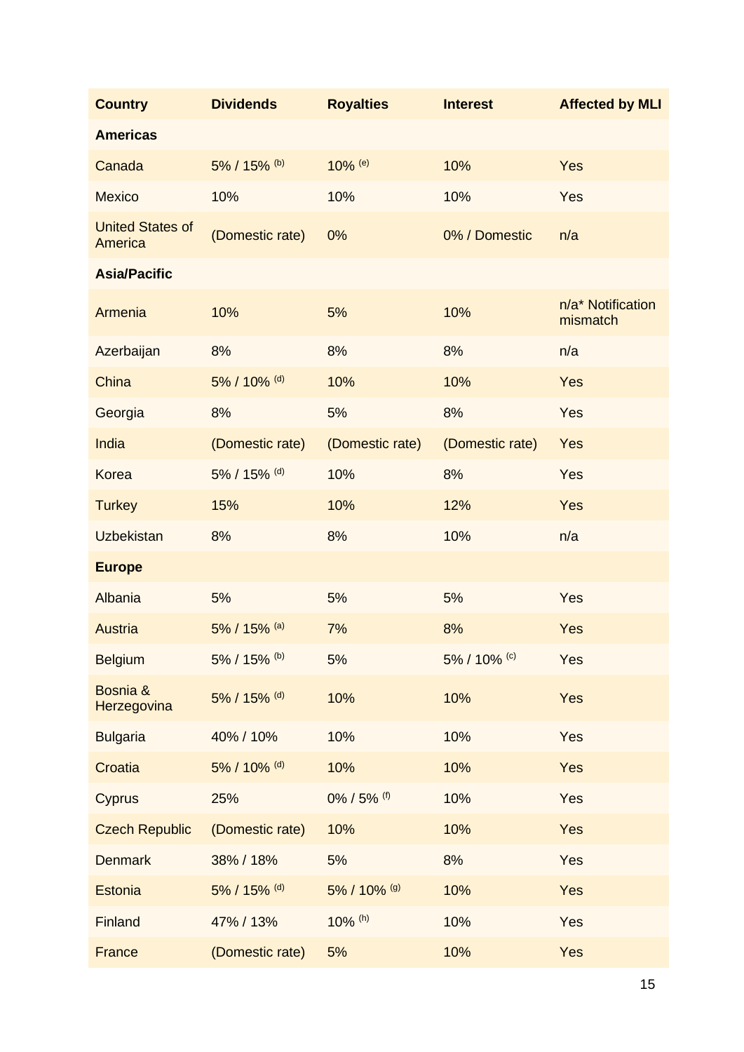| Country | Dividends | Royalties | Interest | Affected by MLI |
|---|---|---|---|---|
| **Americas** | | | | |
| Canada | 5% / 15% [(b)] | 10% [(e)] | 10% | Yes |
| Mexico | 10% | 10% | 10% | Yes |
| United States of America | (Domestic rate) | 0% | 0% / Domestic | n/a |
| **Asia/Pacific** | | | | |
| Armenia | 10% | 5% | 10% | n/a* Notification mismatch |
| Azerbaijan | 8% | 8% | 8% | n/a |
| China | 5% / 10% [(d)] | 10% | 10% | Yes |
| Georgia | 8% | 5% | 8% | Yes |
| India | (Domestic rate) | (Domestic rate) | (Domestic rate) | Yes |
| Korea | 5% / 15% [(d)] | 10% | 8% | Yes |
| Turkey | 15% | 10% | 12% | Yes |
| Uzbekistan | 8% | 8% | 10% | n/a |
| **Europe** | | | | |
| Albania | 5% | 5% | 5% | Yes |
| Austria | 5% / 15% [(a)] | 7% | 8% | Yes |
| Belgium | 5% / 15% [(b)] | 5% | 5% / 10% [(c)] | Yes |
| Bosnia & Herzegovina | 5% / 15% [(d)] | 10% | 10% | Yes |
| Bulgaria | 40% / 10% | 10% | 10% | Yes |
| Croatia | 5% / 10% [(d)] | 10% | 10% | Yes |
| Cyprus | 25% | 0% / 5% [(f)] | 10% | Yes |
| Czech Republic | (Domestic rate) | 10% | 10% | Yes |
| Denmark | 38% / 18% | 5% | 8% | Yes |
| Estonia | 5% / 15% [(d)] | 5% / 10% [(g)] | 10% | Yes |
| Finland | 47% / 13% | 10% [(h)] | 10% | Yes |
| France | (Domestic rate) | 5% | 10% | Yes |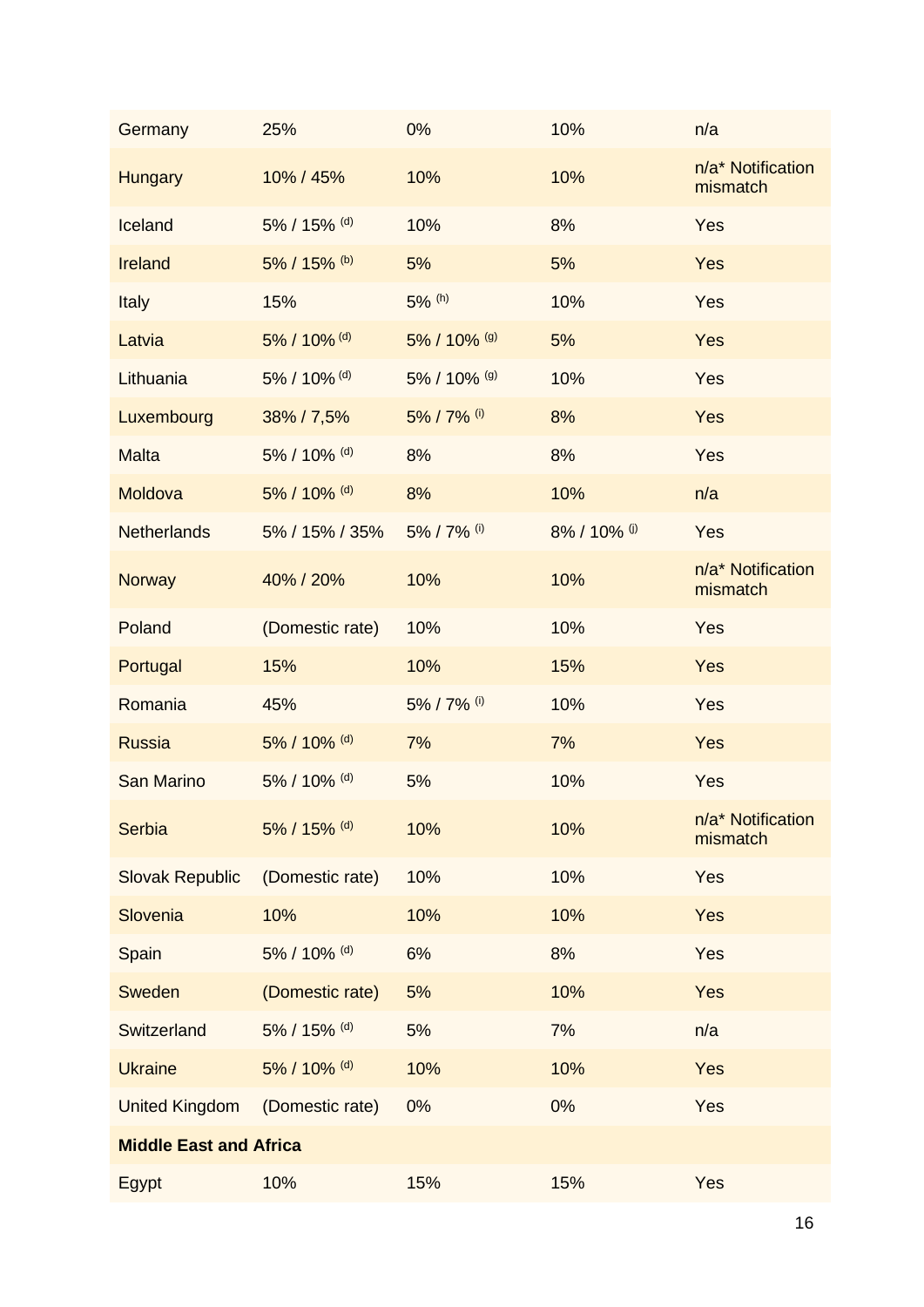| | | | | |
|---|---|---|---|---|
| Germany | 25% | 0% | 10% | n/a |
| Hungary | 10% / 45% | 10% | 10% | n/a* Notification mismatch |
| Iceland | 5% / 15% [(d)] | 10% | 8% | Yes |
| Ireland | 5% / 15% [(b)] | 5% | 5% | Yes |
| Italy | 15% | 5% [(h)] | 10% | Yes |
| Latvia | 5% / 10% [(d)] | 5% / 10% [(g)] | 5% | Yes |
| Lithuania | 5% / 10% [(d)] | 5% / 10% [(g)] | 10% | Yes |
| Luxembourg | 38% / 7,5% | 5% / 7% [(i)] | 8% | Yes |
| Malta | 5% / 10% [(d)] | 8% | 8% | Yes |
| Moldova | 5% / 10% [(d)] | 8% | 10% | n/a |
| Netherlands | 5% / 15% / 35% | 5% / 7% [(i)] | 8% / 10% [(j)] | Yes |
| Norway | 40% / 20% | 10% | 10% | n/a* Notification mismatch |
| Poland | (Domestic rate) | 10% | 10% | Yes |
| Portugal | 15% | 10% | 15% | Yes |
| Romania | 45% | 5% / 7% [(i)] | 10% | Yes |
| Russia | 5% / 10% [(d)] | 7% | 7% | Yes |
| San Marino | 5% / 10% [(d)] | 5% | 10% | Yes |
| Serbia | 5% / 15% [(d)] | 10% | 10% | n/a* Notification mismatch |
| Slovak Republic | (Domestic rate) | 10% | 10% | Yes |
| Slovenia | 10% | 10% | 10% | Yes |
| Spain | 5% / 10% [(d)] | 6% | 8% | Yes |
| Sweden | (Domestic rate) | 5% | 10% | Yes |
| Switzerland | 5% / 15% [(d)] | 5% | 7% | n/a |
| Ukraine | 5% / 10% [(d)] | 10% | 10% | Yes |
| United Kingdom | (Domestic rate) | 0% | 0% | Yes |
| **Middle East and Africa** | | | | |
| Egypt | 10% | 15% | 15% | Yes |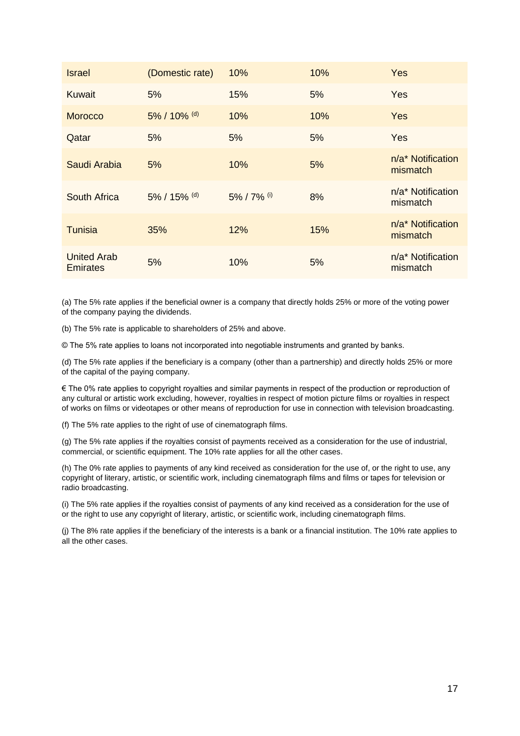| Israel | (Domestic rate) | 10% | 10% | Yes |
|---|---|---|---|---|
| Kuwait | 5% | 15% | 5% | Yes |
| Morocco | 5% / 10% [(d)] | 10% | 10% | Yes |
| Qatar | 5% | 5% | 5% | Yes |
| Saudi Arabia | 5% | 10% | 5% | n/a* Notification mismatch |
| South Africa | 5% / 15% [(d)] | 5% / 7% [(i)] | 8% | n/a* Notification mismatch |
| Tunisia | 35% | 12% | 15% | n/a* Notification mismatch |
| United Arab Emirates | 5% | 10% | 5% | n/a* Notification mismatch |

(a) The 5% rate applies if the beneficial owner is a company that directly holds 25% or more of the voting power of the company paying the dividends.

(b) The 5% rate is applicable to shareholders of 25% and above.

© The 5% rate applies to loans not incorporated into negotiable instruments and granted by banks.

(d) The 5% rate applies if the beneficiary is a company (other than a partnership) and directly holds 25% or more of the capital of the paying company.

€ The 0% rate applies to copyright royalties and similar payments in respect of the production or reproduction of any cultural or artistic work excluding, however, royalties in respect of motion picture films or royalties in respect of works on films or videotapes or other means of reproduction for use in connection with television broadcasting.

(f) The 5% rate applies to the right of use of cinematograph films.

(g) The 5% rate applies if the royalties consist of payments received as a consideration for the use of industrial, commercial, or scientific equipment. The 10% rate applies for all the other cases.

(h) The 0% rate applies to payments of any kind received as consideration for the use of, or the right to use, any copyright of literary, artistic, or scientific work, including cinematograph films and films or tapes for television or radio broadcasting.

(i) The 5% rate applies if the royalties consist of payments of any kind received as a consideration for the use of or the right to use any copyright of literary, artistic, or scientific work, including cinematograph films.

(j) The 8% rate applies if the beneficiary of the interests is a bank or a financial institution. The 10% rate applies to all the other cases.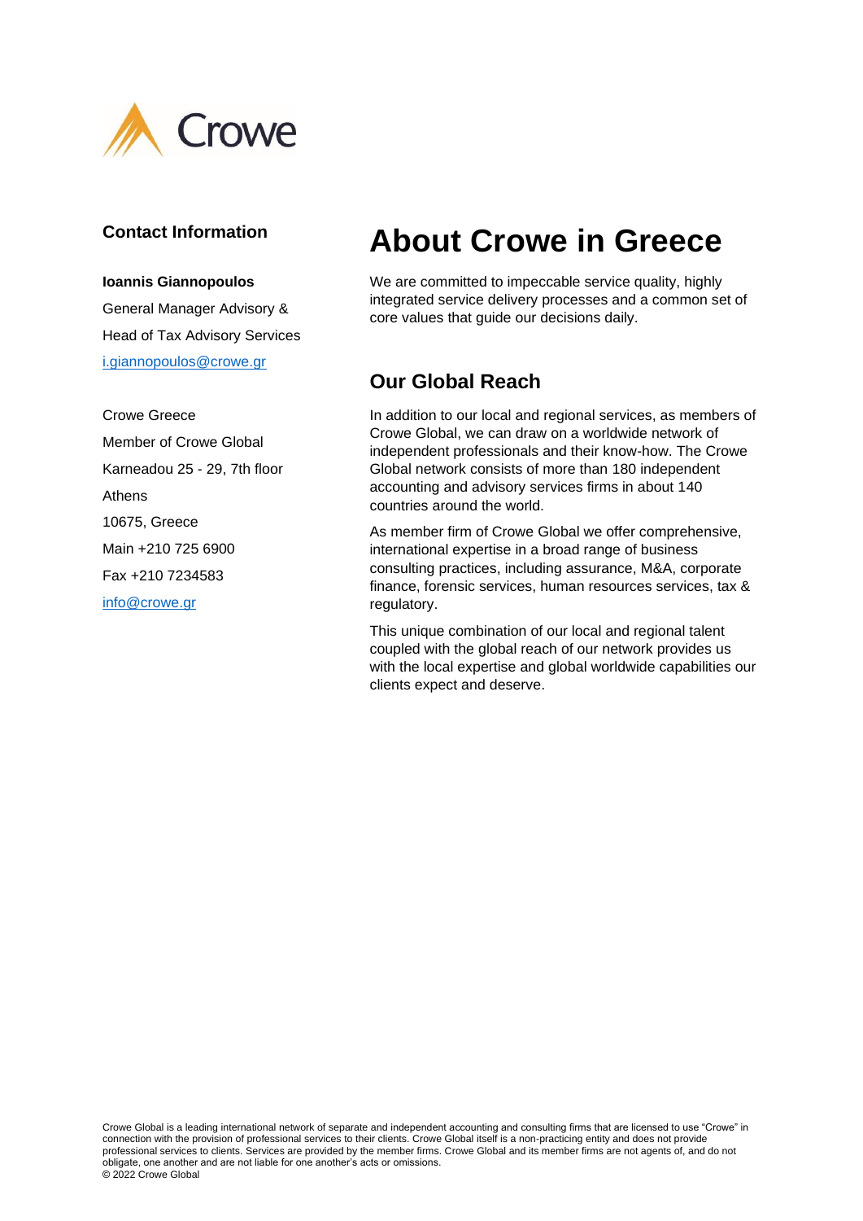Crowe

## Contact Information

**Ioannis Giannopoulos**

General Manager Advisory &

Head of Tax Advisory Services

i.giannopoulos@crowe.gr

Crowe Greece

Member of Crowe Global

Karneadou 25 - 29, 7th floor

Athens

10675, Greece

Main +210 725 6900

Fax +210 7234583

info@crowe.gr

# About Crowe in Greece

We are committed to impeccable service quality, highly integrated service delivery processes and a common set of core values that guide our decisions daily.

## Our Global Reach

In addition to our local and regional services, as members of Crowe Global, we can draw on a worldwide network of independent professionals and their know-how. The Crowe Global network consists of more than 180 independent accounting and advisory services firms in about 140 countries around the world.

As member firm of Crowe Global we offer comprehensive, international expertise in a broad range of business consulting practices, including assurance, M&A, corporate finance, forensic services, human resources services, tax & regulatory.

This unique combination of our local and regional talent coupled with the global reach of our network provides us with the local expertise and global worldwide capabilities our clients expect and deserve.

Crowe Global is a leading international network of separate and independent accounting and consulting firms that are licensed to use "Crowe" in connection with the provision of professional services to their clients. Crowe Global itself is a non-practicing entity and does not provide professional services to clients. Services are provided by the member firms. Crowe Global and its member firms are not agents of, and do not obligate, one another and are not liable for one another's acts or omissions.
© 2022 Crowe Global